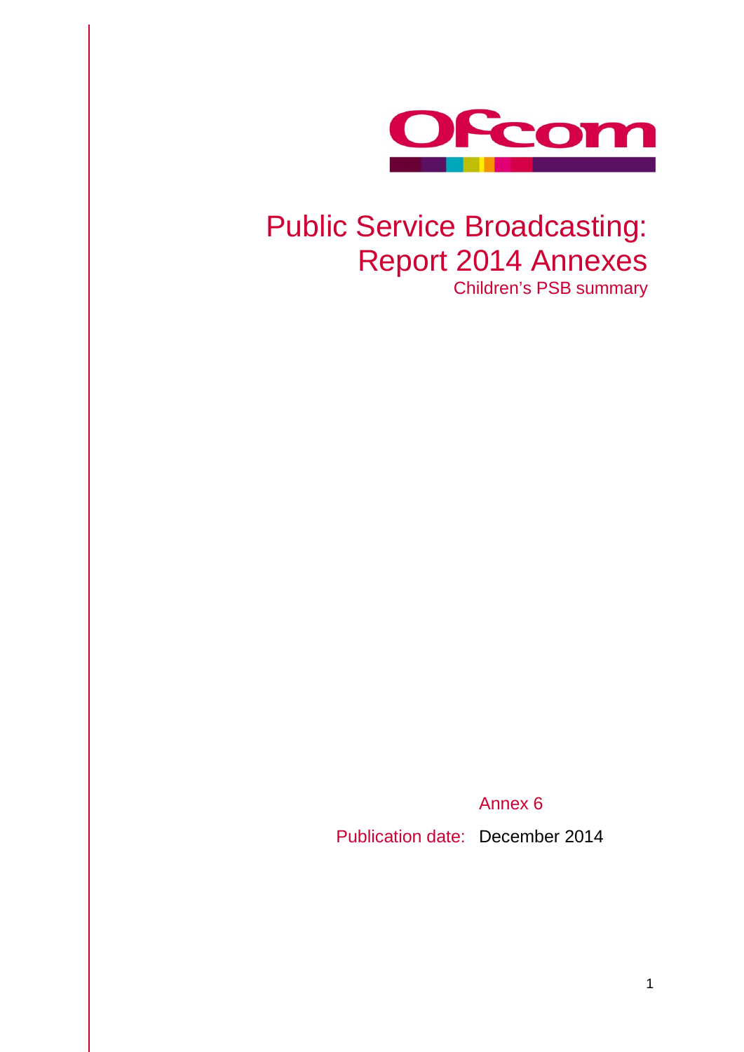Ofcom

# Public Service Broadcasting: Report 2014 Annexes

## Children's PSB summary

Annex 6

Publication date: December 2014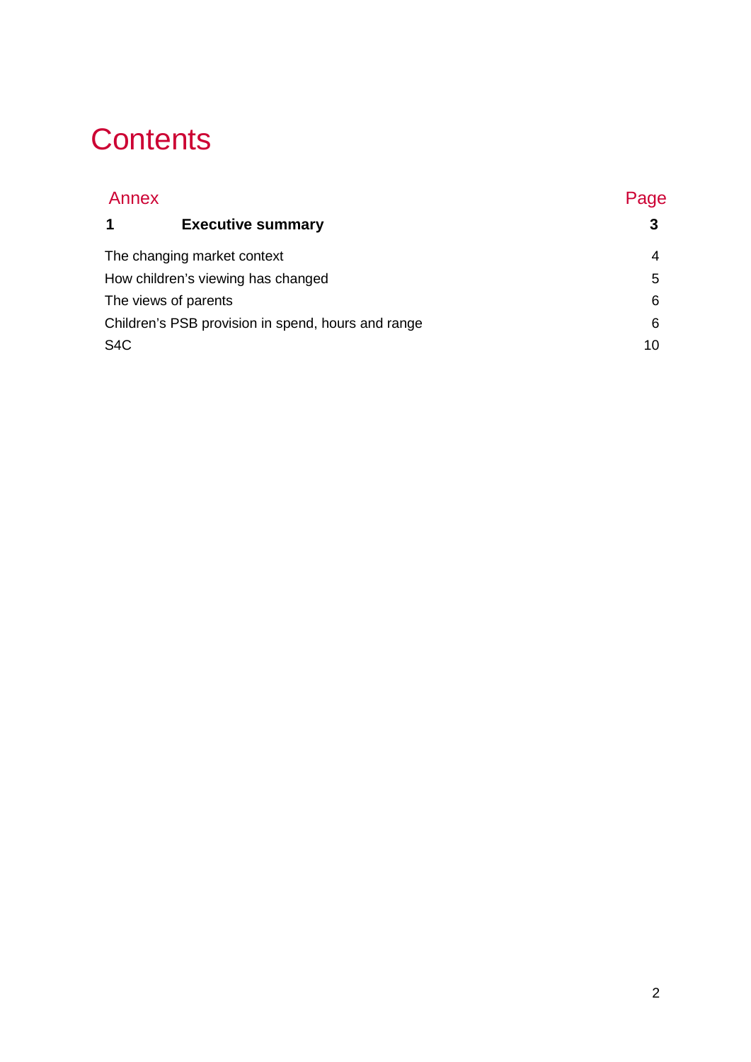# Contents

| Annex | | Page |
|---|---|---|
| **1** | **Executive summary** | **3** |
| The changing market context | | 4 |
| How children's viewing has changed | | 5 |
| The views of parents | | 6 |
| Children's PSB provision in spend, hours and range | | 6 |
| S4C | | 10 |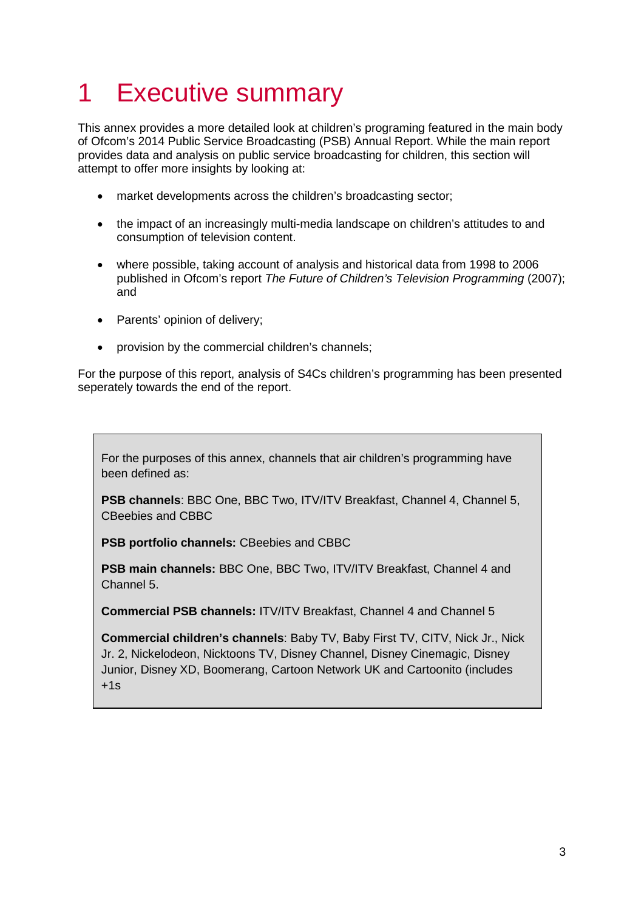# 1 Executive summary

This annex provides a more detailed look at children's programing featured in the main body of Ofcom's 2014 Public Service Broadcasting (PSB) Annual Report. While the main report provides data and analysis on public service broadcasting for children, this section will attempt to offer more insights by looking at:

- market developments across the children's broadcasting sector;
- the impact of an increasingly multi-media landscape on children's attitudes to and consumption of television content.
- where possible, taking account of analysis and historical data from 1998 to 2006 published in Ofcom's report *The Future of Children's Television Programming* (2007); and
- Parents' opinion of delivery;
- provision by the commercial children's channels;

For the purpose of this report, analysis of S4Cs children's programming has been presented seperately towards the end of the report.

> For the purposes of this annex, channels that air children's programming have been defined as:
>
> **PSB channels**: BBC One, BBC Two, ITV/ITV Breakfast, Channel 4, Channel 5, CBeebies and CBBC
>
> **PSB portfolio channels:** CBeebies and CBBC
>
> **PSB main channels:** BBC One, BBC Two, ITV/ITV Breakfast, Channel 4 and Channel 5.
>
> **Commercial PSB channels:** ITV/ITV Breakfast, Channel 4 and Channel 5
>
> **Commercial children's channels**: Baby TV, Baby First TV, CITV, Nick Jr., Nick Jr. 2, Nickelodeon, Nicktoons TV, Disney Channel, Disney Cinemagic, Disney Junior, Disney XD, Boomerang, Cartoon Network UK and Cartoonito (includes +1s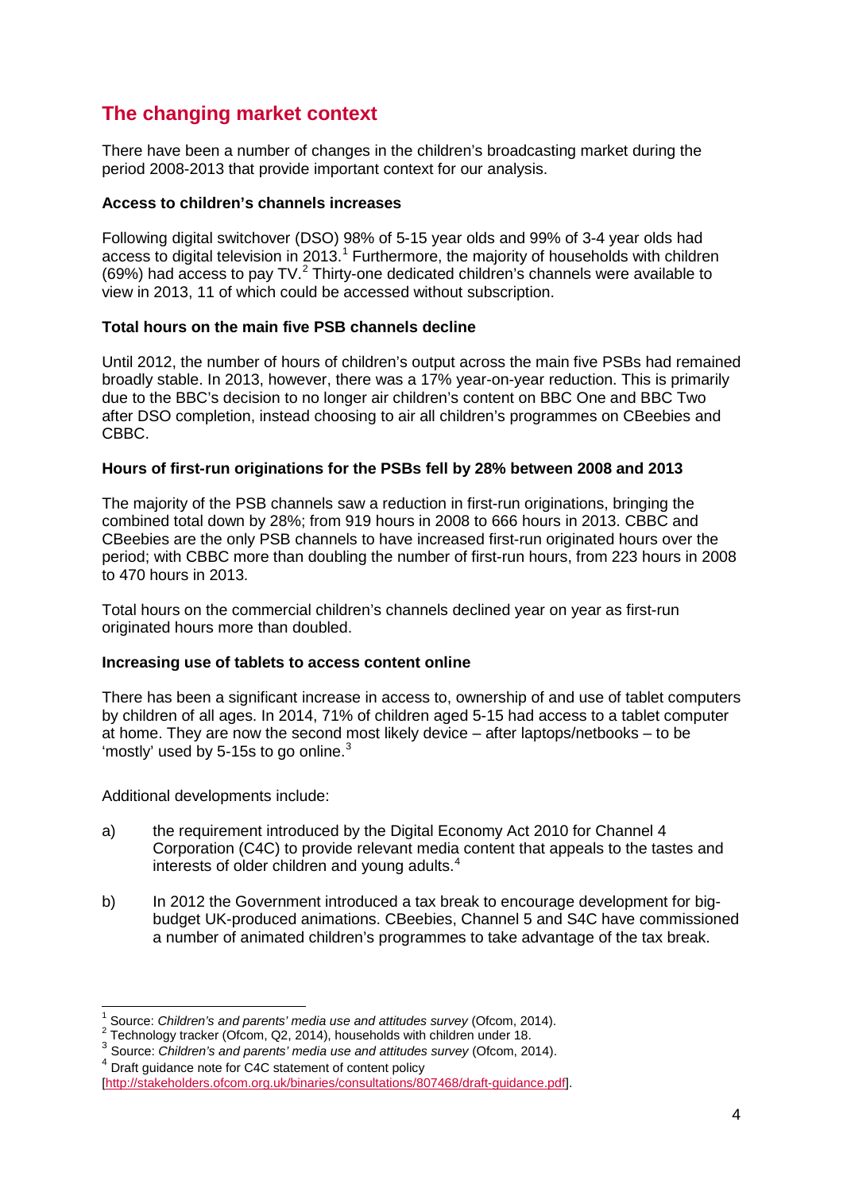## The changing market context

There have been a number of changes in the children's broadcasting market during the period 2008-2013 that provide important context for our analysis.

**Access to children's channels increases**

Following digital switchover (DSO) 98% of 5-15 year olds and 99% of 3-4 year olds had access to digital television in 2013.[1] Furthermore, the majority of households with children (69%) had access to pay TV.[2] Thirty-one dedicated children's channels were available to view in 2013, 11 of which could be accessed without subscription.

**Total hours on the main five PSB channels decline**

Until 2012, the number of hours of children's output across the main five PSBs had remained broadly stable. In 2013, however, there was a 17% year-on-year reduction. This is primarily due to the BBC's decision to no longer air children's content on BBC One and BBC Two after DSO completion, instead choosing to air all children's programmes on CBeebies and CBBC.

**Hours of first-run originations for the PSBs fell by 28% between 2008 and 2013**

The majority of the PSB channels saw a reduction in first-run originations, bringing the combined total down by 28%; from 919 hours in 2008 to 666 hours in 2013. CBBC and CBeebies are the only PSB channels to have increased first-run originated hours over the period; with CBBC more than doubling the number of first-run hours, from 223 hours in 2008 to 470 hours in 2013.

Total hours on the commercial children's channels declined year on year as first-run originated hours more than doubled.

**Increasing use of tablets to access content online**

There has been a significant increase in access to, ownership of and use of tablet computers by children of all ages. In 2014, 71% of children aged 5-15 had access to a tablet computer at home. They are now the second most likely device – after laptops/netbooks – to be 'mostly' used by 5-15s to go online.[3]

Additional developments include:

a) the requirement introduced by the Digital Economy Act 2010 for Channel 4 Corporation (C4C) to provide relevant media content that appeals to the tastes and interests of older children and young adults.[4]

b) In 2012 the Government introduced a tax break to encourage development for big-budget UK-produced animations. CBeebies, Channel 5 and S4C have commissioned a number of animated children's programmes to take advantage of the tax break.

---

[1] Source: *Children's and parents' media use and attitudes survey* (Ofcom, 2014).

[2] Technology tracker (Ofcom, Q2, 2014), households with children under 18.

[3] Source: *Children's and parents' media use and attitudes survey* (Ofcom, 2014).

[4] Draft guidance note for C4C statement of content policy [http://stakeholders.ofcom.org.uk/binaries/consultations/807468/draft-guidance.pdf].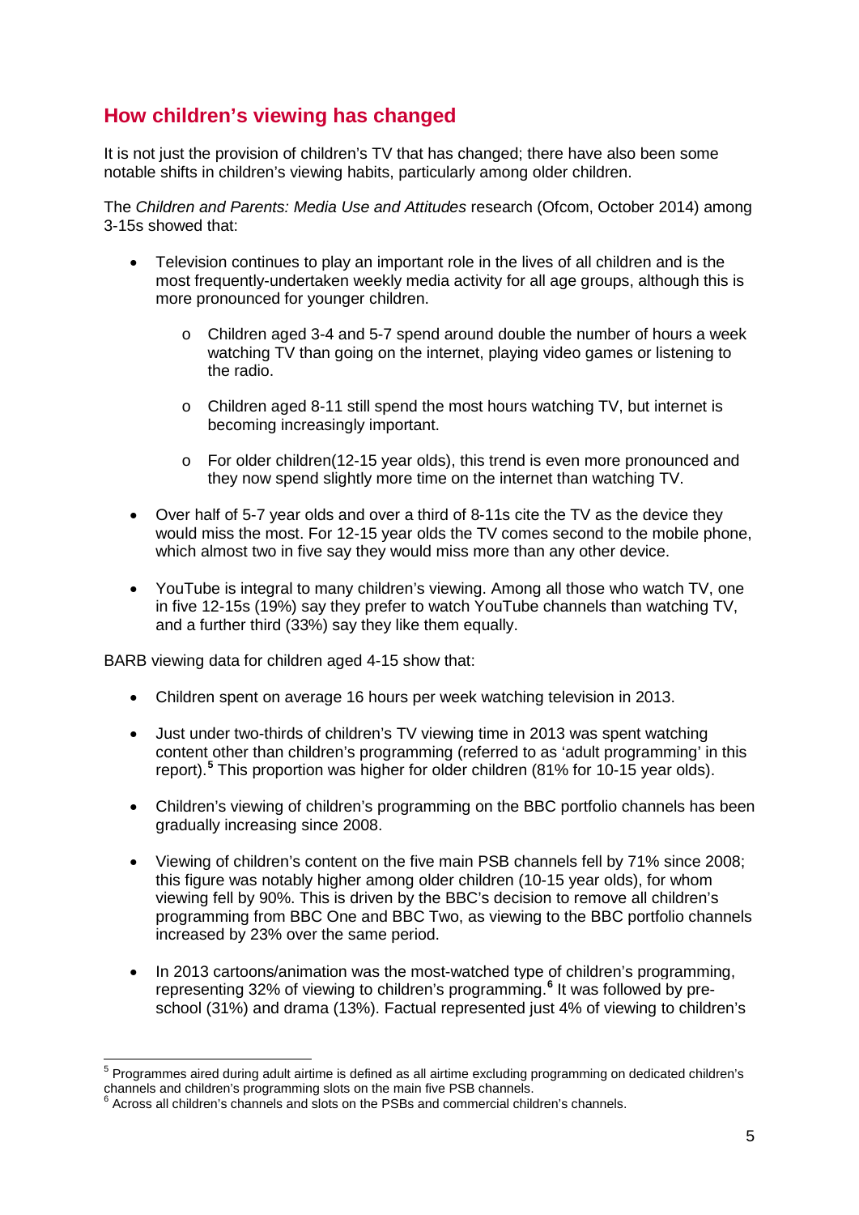## How children's viewing has changed

It is not just the provision of children's TV that has changed; there have also been some notable shifts in children's viewing habits, particularly among older children.

The *Children and Parents: Media Use and Attitudes* research (Ofcom, October 2014) among 3-15s showed that:

- Television continues to play an important role in the lives of all children and is the most frequently-undertaken weekly media activity for all age groups, although this is more pronounced for younger children.
  - Children aged 3-4 and 5-7 spend around double the number of hours a week watching TV than going on the internet, playing video games or listening to the radio.
  - Children aged 8-11 still spend the most hours watching TV, but internet is becoming increasingly important.
  - For older children(12-15 year olds), this trend is even more pronounced and they now spend slightly more time on the internet than watching TV.
- Over half of 5-7 year olds and over a third of 8-11s cite the TV as the device they would miss the most. For 12-15 year olds the TV comes second to the mobile phone, which almost two in five say they would miss more than any other device.
- YouTube is integral to many children's viewing. Among all those who watch TV, one in five 12-15s (19%) say they prefer to watch YouTube channels than watching TV, and a further third (33%) say they like them equally.

BARB viewing data for children aged 4-15 show that:

- Children spent on average 16 hours per week watching television in 2013.
- Just under two-thirds of children's TV viewing time in 2013 was spent watching content other than children's programming (referred to as 'adult programming' in this report).[5] This proportion was higher for older children (81% for 10-15 year olds).
- Children's viewing of children's programming on the BBC portfolio channels has been gradually increasing since 2008.
- Viewing of children's content on the five main PSB channels fell by 71% since 2008; this figure was notably higher among older children (10-15 year olds), for whom viewing fell by 90%. This is driven by the BBC's decision to remove all children's programming from BBC One and BBC Two, as viewing to the BBC portfolio channels increased by 23% over the same period.
- In 2013 cartoons/animation was the most-watched type of children's programming, representing 32% of viewing to children's programming.[6] It was followed by pre-school (31%) and drama (13%). Factual represented just 4% of viewing to children's

[5] Programmes aired during adult airtime is defined as all airtime excluding programming on dedicated children's channels and children's programming slots on the main five PSB channels.

[6] Across all children's channels and slots on the PSBs and commercial children's channels.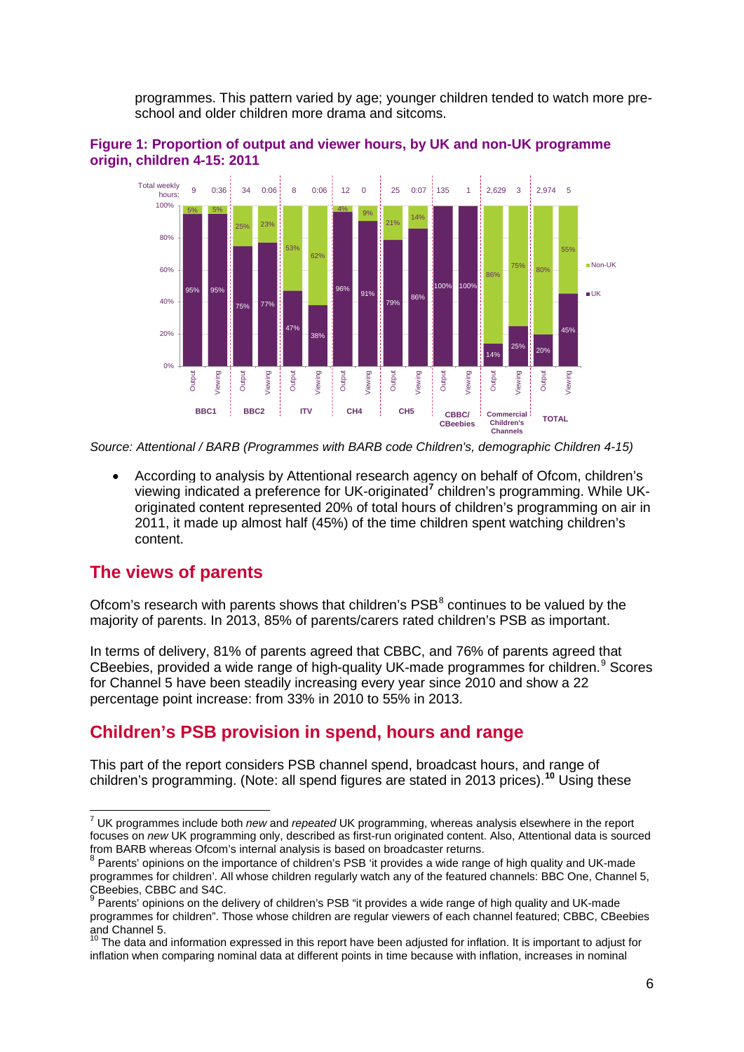programmes. This pattern varied by age; younger children tended to watch more pre-school and older children more drama and sitcoms.

**Figure 1: Proportion of output and viewer hours, by UK and non-UK programme origin, children 4-15: 2011**

| | BBC1 Output | BBC1 Viewing | BBC2 Output | BBC2 Viewing | ITV Output | ITV Viewing | CH4 Output | CH4 Viewing | CH5 Output | CH5 Viewing | CBBC/ CBeebies Output | CBBC/ CBeebies Viewing | Commercial Children's Channels Output | Commercial Children's Channels Viewing | TOTAL Output | TOTAL Viewing |
|---|---|---|---|---|---|---|---|---|---|---|---|---|---|---|---|---|
| Total weekly hours: | 9 | 0:36 | 34 | 0:06 | 8 | 0:06 | 12 | 0 | 25 | 0:07 | 135 | 1 | 2,629 | 3 | 2,974 | 5 |
| Non-UK | 5% | 5% | 25% | 23% | 53% | 62% | 4% | 9% | 21% | 14% | | | 86% | 75% | 80% | 55% |
| UK | 95% | 95% | 75% | 77% | 47% | 38% | 96% | 91% | 79% | 86% | 100% | 100% | 14% | 25% | 20% | 45% |

*Source: Attentional / BARB (Programmes with BARB code Children's, demographic Children 4-15)*

- According to analysis by Attentional research agency on behalf of Ofcom, children's viewing indicated a preference for UK-originated[7] children's programming. While UK-originated content represented 20% of total hours of children's programming on air in 2011, it made up almost half (45%) of the time children spent watching children's content.

## The views of parents

Ofcom's research with parents shows that children's PSB[8] continues to be valued by the majority of parents. In 2013, 85% of parents/carers rated children's PSB as important.

In terms of delivery, 81% of parents agreed that CBBC, and 76% of parents agreed that CBeebies, provided a wide range of high-quality UK-made programmes for children.[9] Scores for Channel 5 have been steadily increasing every year since 2010 and show a 22 percentage point increase: from 33% in 2010 to 55% in 2013.

## Children's PSB provision in spend, hours and range

This part of the report considers PSB channel spend, broadcast hours, and range of children's programming. (Note: all spend figures are stated in 2013 prices).[10] Using these

[7] UK programmes include both *new* and *repeated* UK programming, whereas analysis elsewhere in the report focuses on *new* UK programming only, described as first-run originated content. Also, Attentional data is sourced from BARB whereas Ofcom's internal analysis is based on broadcaster returns.

[8] Parents' opinions on the importance of children's PSB 'it provides a wide range of high quality and UK-made programmes for children'. All whose children regularly watch any of the featured channels: BBC One, Channel 5, CBeebies, CBBC and S4C.

[9] Parents' opinions on the delivery of children's PSB "it provides a wide range of high quality and UK-made programmes for children". Those whose children are regular viewers of each channel featured; CBBC, CBeebies and Channel 5.

[10] The data and information expressed in this report have been adjusted for inflation. It is important to adjust for inflation when comparing nominal data at different points in time because with inflation, increases in nominal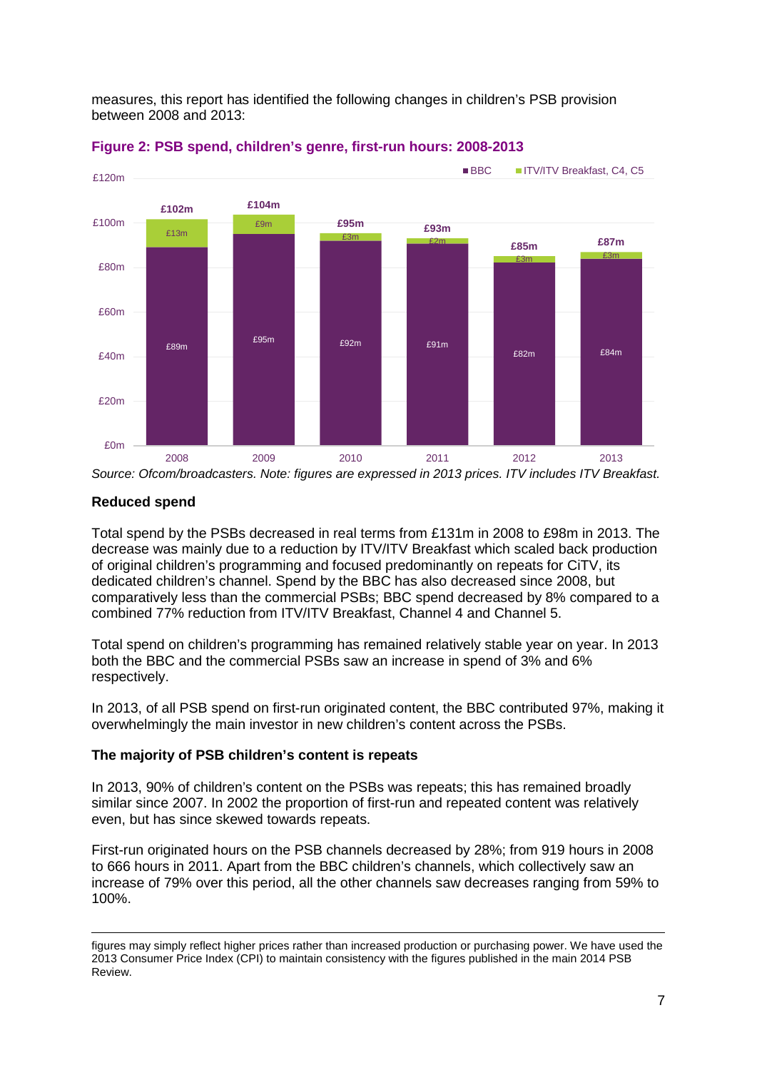measures, this report has identified the following changes in children's PSB provision between 2008 and 2013:

**Figure 2: PSB spend, children's genre, first-run hours: 2008-2013**

| Year | BBC | ITV/ITV Breakfast, C4, C5 | Total |
|---|---|---|---|
| 2008 | £89m | £13m | £102m |
| 2009 | £95m | £9m | £104m |
| 2010 | £92m | £3m | £95m |
| 2011 | £91m | £2m | £93m |
| 2012 | £82m | £3m | £85m |
| 2013 | £84m | £3m | £87m |

*Source: Ofcom/broadcasters. Note: figures are expressed in 2013 prices. ITV includes ITV Breakfast.*

**Reduced spend**

Total spend by the PSBs decreased in real terms from £131m in 2008 to £98m in 2013. The decrease was mainly due to a reduction by ITV/ITV Breakfast which scaled back production of original children's programming and focused predominantly on repeats for CiTV, its dedicated children's channel. Spend by the BBC has also decreased since 2008, but comparatively less than the commercial PSBs; BBC spend decreased by 8% compared to a combined 77% reduction from ITV/ITV Breakfast, Channel 4 and Channel 5.

Total spend on children's programming has remained relatively stable year on year. In 2013 both the BBC and the commercial PSBs saw an increase in spend of 3% and 6% respectively.

In 2013, of all PSB spend on first-run originated content, the BBC contributed 97%, making it overwhelmingly the main investor in new children's content across the PSBs.

**The majority of PSB children's content is repeats**

In 2013, 90% of children's content on the PSBs was repeats; this has remained broadly similar since 2007. In 2002 the proportion of first-run and repeated content was relatively even, but has since skewed towards repeats.

First-run originated hours on the PSB channels decreased by 28%; from 919 hours in 2008 to 666 hours in 2011. Apart from the BBC children's channels, which collectively saw an increase of 79% over this period, all the other channels saw decreases ranging from 59% to 100%.

---

figures may simply reflect higher prices rather than increased production or purchasing power. We have used the 2013 Consumer Price Index (CPI) to maintain consistency with the figures published in the main 2014 PSB Review.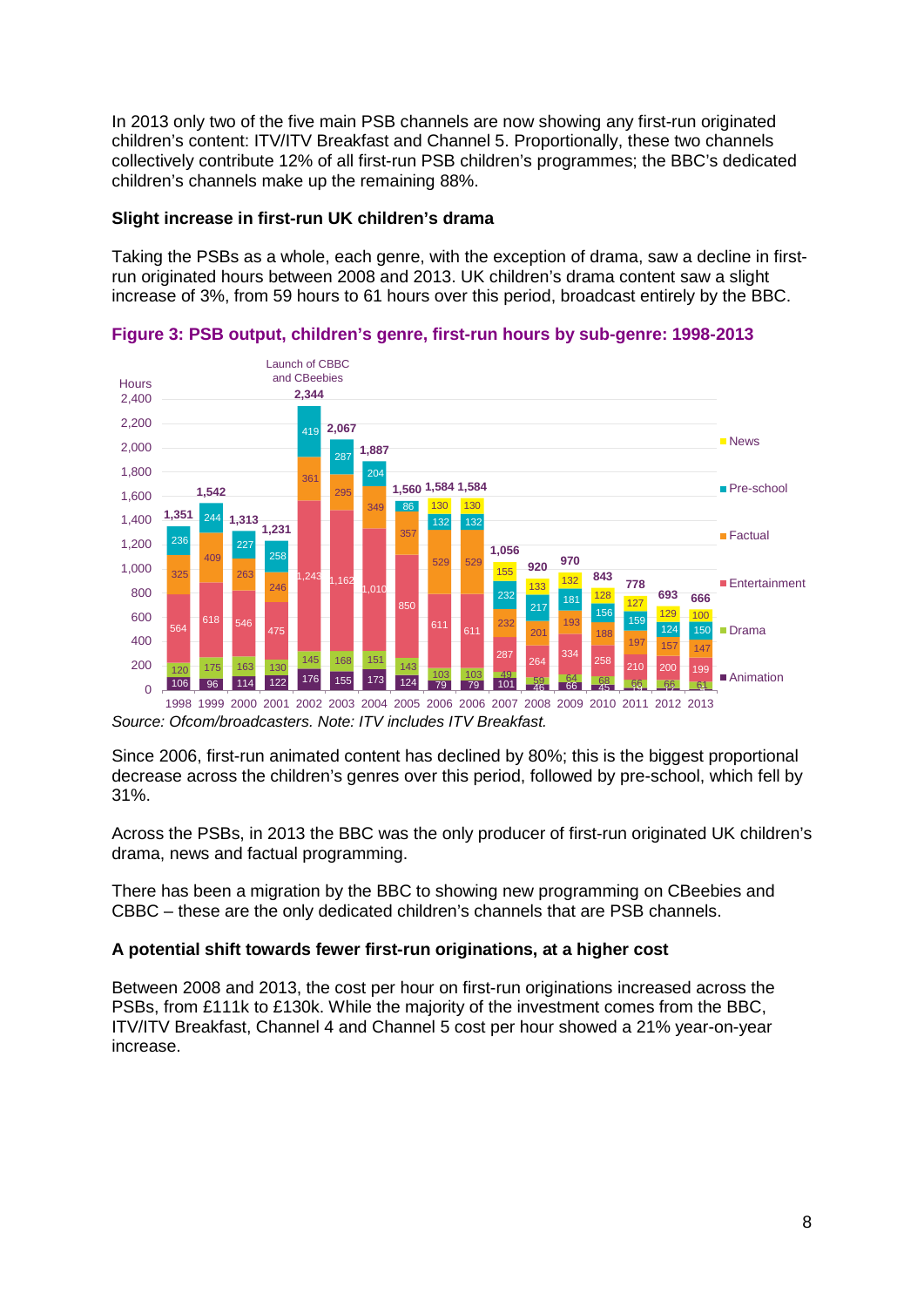In 2013 only two of the five main PSB channels are now showing any first-run originated children's content: ITV/ITV Breakfast and Channel 5. Proportionally, these two channels collectively contribute 12% of all first-run PSB children's programmes; the BBC's dedicated children's channels make up the remaining 88%.

**Slight increase in first-run UK children's drama**

Taking the PSBs as a whole, each genre, with the exception of drama, saw a decline in first-run originated hours between 2008 and 2013. UK children's drama content saw a slight increase of 3%, from 59 hours to 61 hours over this period, broadcast entirely by the BBC.

**Figure 3: PSB output, children's genre, first-run hours by sub-genre: 1998-2013**

| Year | Animation | Drama | Entertainment | Factual | Pre-school | News | Total |
|---|---|---|---|---|---|---|---|
| 1998 | 106 | 120 | 564 | 325 | 236 | | 1,351 |
| 1999 | 96 | 175 | 618 | 409 | 244 | | 1,542 |
| 2000 | 114 | 163 | 546 | 263 | 227 | | 1,313 |
| 2001 | 122 | 130 | 475 | 246 | 258 | | 1,231 |
| 2002 | 176 | 145 | 1,243 | 361 | 419 | | 2,344 |
| 2003 | 155 | 168 | 1,162 | 295 | 287 | | 2,067 |
| 2004 | 173 | 151 | 1,010 | 349 | 204 | | 1,887 |
| 2005 | 124 | 143 | 850 | 357 | 86 | | 1,560 |
| 2006 | 79 | 103 | 611 | 529 | 132 | 130 | 1,584 |
| 2006 | 79 | 103 | 611 | 529 | 132 | 130 | 1,584 |
| 2007 | 101 | 49 | 287 | 232 | 232 | 155 | 1,056 |
| 2008 | 46 | 59 | 264 | 201 | 217 | 133 | 920 |
| 2009 | 66 | 64 | 334 | 193 | 181 | 132 | 970 |
| 2010 | 45 | 68 | 258 | 188 | 156 | 128 | 843 |
| 2011 | | 66 | 210 | 197 | 159 | 127 | 778 |
| 2012 | | 66 | 200 | 157 | 124 | 129 | 693 |
| 2013 | | 61 | 199 | 147 | 150 | 100 | 666 |

Launch of CBBC and CBeebies (2002)

*Source: Ofcom/broadcasters. Note: ITV includes ITV Breakfast.*

Since 2006, first-run animated content has declined by 80%; this is the biggest proportional decrease across the children's genres over this period, followed by pre-school, which fell by 31%.

Across the PSBs, in 2013 the BBC was the only producer of first-run originated UK children's drama, news and factual programming.

There has been a migration by the BBC to showing new programming on CBeebies and CBBC – these are the only dedicated children's channels that are PSB channels.

**A potential shift towards fewer first-run originations, at a higher cost**

Between 2008 and 2013, the cost per hour on first-run originations increased across the PSBs, from £111k to £130k. While the majority of the investment comes from the BBC, ITV/ITV Breakfast, Channel 4 and Channel 5 cost per hour showed a 21% year-on-year increase.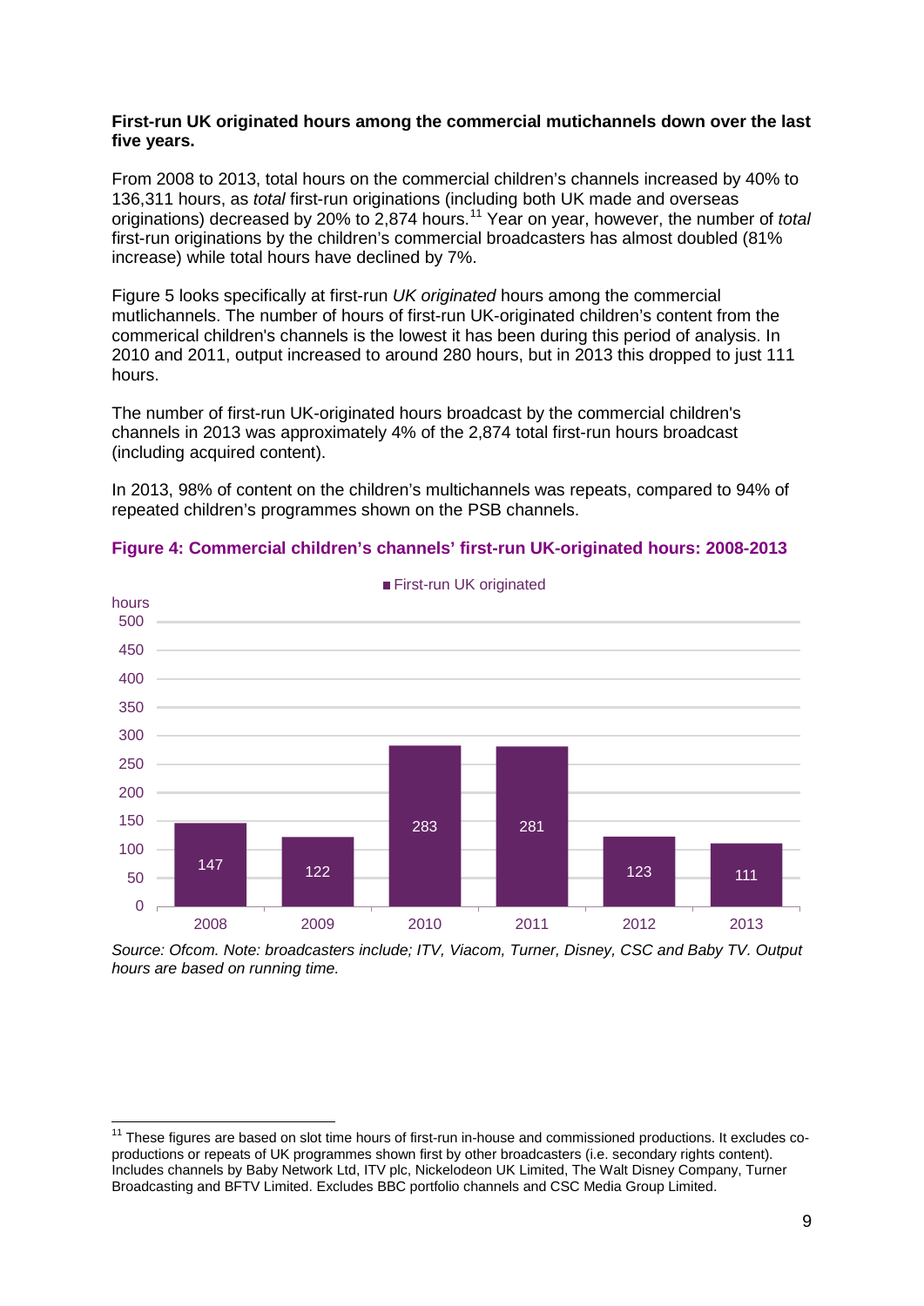**First-run UK originated hours among the commercial mutichannels down over the last five years.**

From 2008 to 2013, total hours on the commercial children's channels increased by 40% to 136,311 hours, as *total* first-run originations (including both UK made and overseas originations) decreased by 20% to 2,874 hours.[11] Year on year, however, the number of *total* first-run originations by the children's commercial broadcasters has almost doubled (81% increase) while total hours have declined by 7%.

Figure 5 looks specifically at first-run *UK originated* hours among the commercial mutlichannels. The number of hours of first-run UK-originated children's content from the commerical children's channels is the lowest it has been during this period of analysis. In 2010 and 2011, output increased to around 280 hours, but in 2013 this dropped to just 111 hours.

The number of first-run UK-originated hours broadcast by the commercial children's channels in 2013 was approximately 4% of the 2,874 total first-run hours broadcast (including acquired content).

In 2013, 98% of content on the children's multichannels was repeats, compared to 94% of repeated children's programmes shown on the PSB channels.

**Figure 4: Commercial children's channels' first-run UK-originated hours: 2008-2013**

| Year | First-run UK originated (hours) |
|---|---|
| 2008 | 147 |
| 2009 | 122 |
| 2010 | 283 |
| 2011 | 281 |
| 2012 | 123 |
| 2013 | 111 |

*Source: Ofcom. Note: broadcasters include; ITV, Viacom, Turner, Disney, CSC and Baby TV. Output hours are based on running time.*

[11] These figures are based on slot time hours of first-run in-house and commissioned productions. It excludes co-productions or repeats of UK programmes shown first by other broadcasters (i.e. secondary rights content). Includes channels by Baby Network Ltd, ITV plc, Nickelodeon UK Limited, The Walt Disney Company, Turner Broadcasting and BFTV Limited. Excludes BBC portfolio channels and CSC Media Group Limited.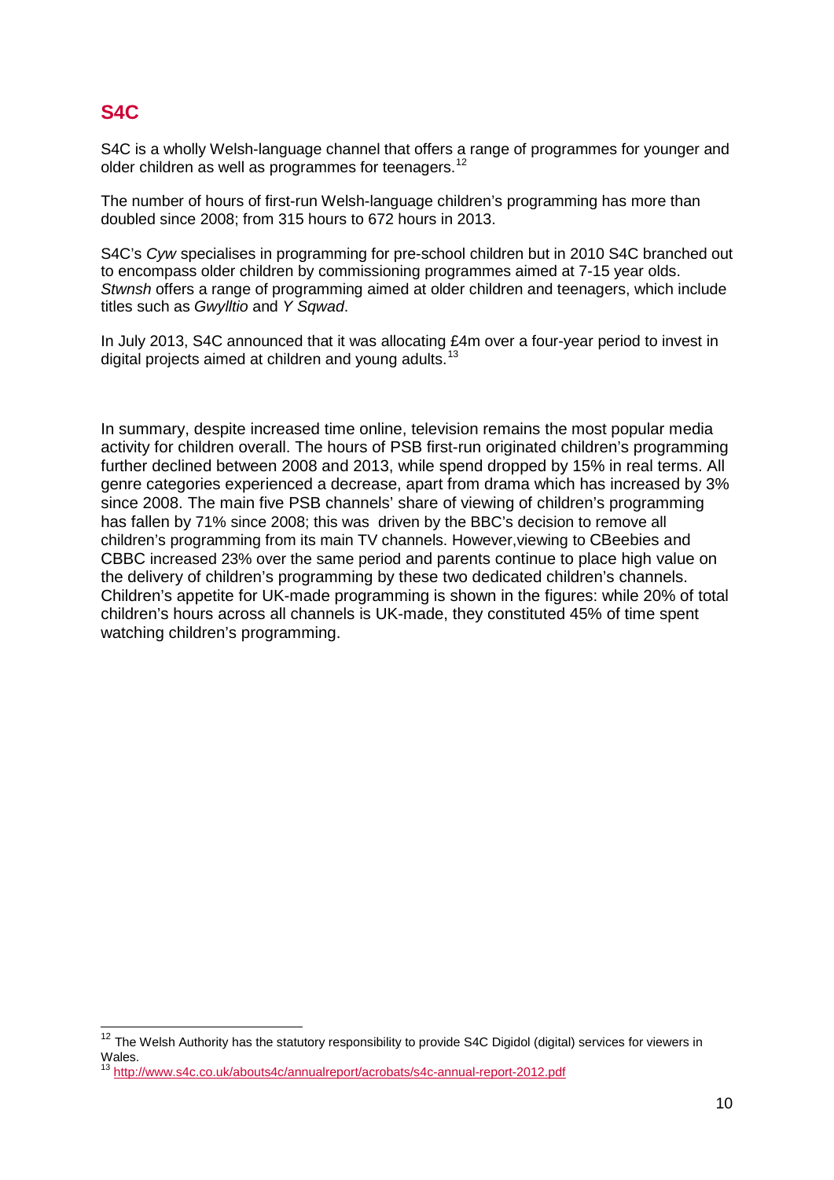## S4C

S4C is a wholly Welsh-language channel that offers a range of programmes for younger and older children as well as programmes for teenagers.[12]

The number of hours of first-run Welsh-language children's programming has more than doubled since 2008; from 315 hours to 672 hours in 2013.

S4C's *Cyw* specialises in programming for pre-school children but in 2010 S4C branched out to encompass older children by commissioning programmes aimed at 7-15 year olds. *Stwnsh* offers a range of programming aimed at older children and teenagers, which include titles such as *Gwylltio* and *Y Sqwad*.

In July 2013, S4C announced that it was allocating £4m over a four-year period to invest in digital projects aimed at children and young adults.[13]

In summary, despite increased time online, television remains the most popular media activity for children overall. The hours of PSB first-run originated children's programming further declined between 2008 and 2013, while spend dropped by 15% in real terms. All genre categories experienced a decrease, apart from drama which has increased by 3% since 2008. The main five PSB channels' share of viewing of children's programming has fallen by 71% since 2008; this was driven by the BBC's decision to remove all children's programming from its main TV channels. However,viewing to CBeebies and CBBC increased 23% over the same period and parents continue to place high value on the delivery of children's programming by these two dedicated children's channels. Children's appetite for UK-made programming is shown in the figures: while 20% of total children's hours across all channels is UK-made, they constituted 45% of time spent watching children's programming.

---

[12] The Welsh Authority has the statutory responsibility to provide S4C Digidol (digital) services for viewers in Wales.

[13] http://www.s4c.co.uk/abouts4c/annualreport/acrobats/s4c-annual-report-2012.pdf